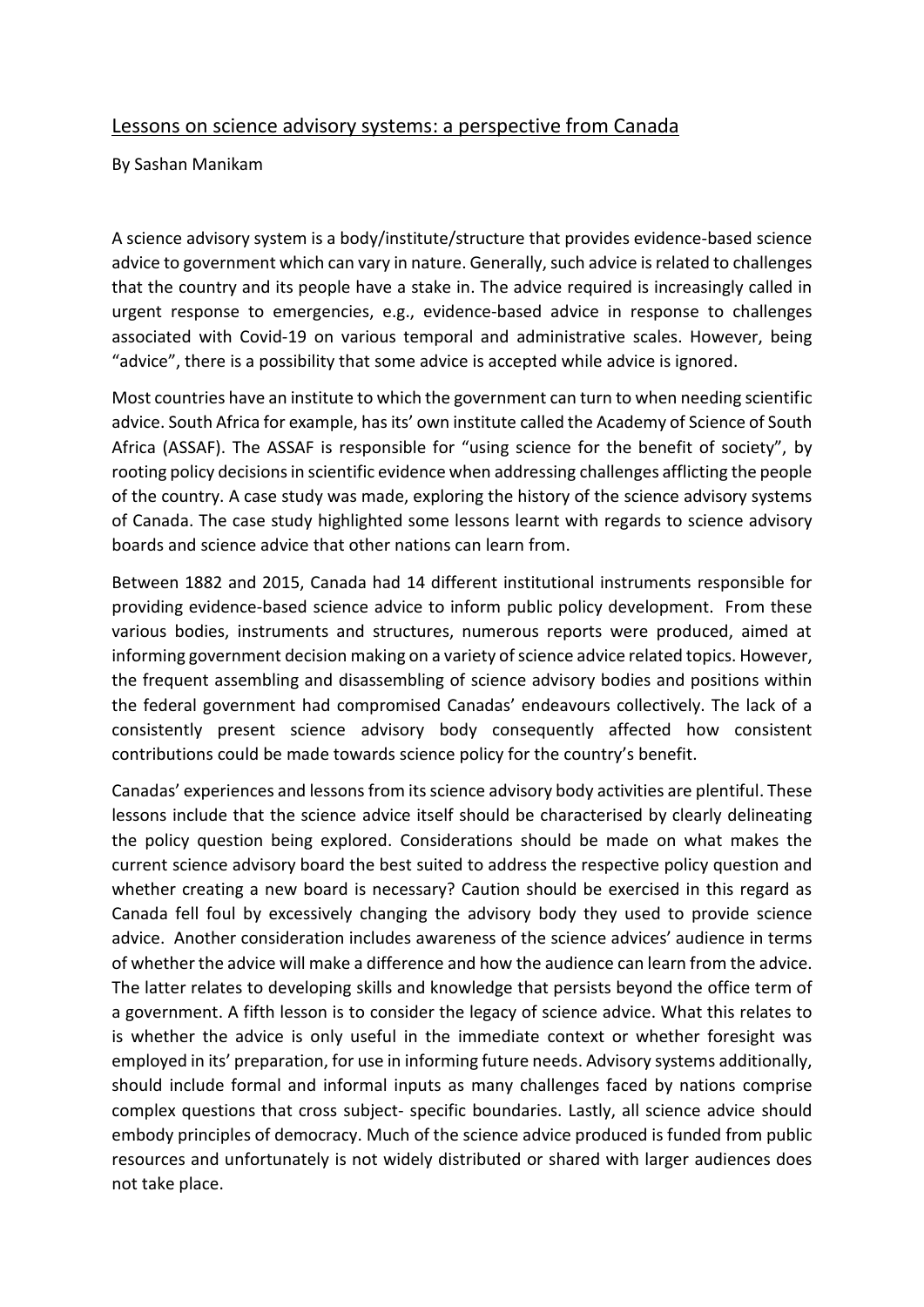# Lessons on science advisory systems: a perspective from Canada

By Sashan Manikam

A science advisory system is a body/institute/structure that provides evidence-based science advice to government which can vary in nature. Generally, such advice is related to challenges that the country and its people have a stake in. The advice required is increasingly called in urgent response to emergencies, e.g., evidence-based advice in response to challenges associated with Covid-19 on various temporal and administrative scales. However, being "advice", there is a possibility that some advice is accepted while advice is ignored.

Most countries have an institute to which the government can turn to when needing scientific advice. South Africa for example, has its' own institute called the Academy of Science of South Africa (ASSAF). The ASSAF is responsible for "using science for the benefit of society", by rooting policy decisions in scientific evidence when addressing challenges afflicting the people of the country. A case study was made, exploring the history of the science advisory systems of Canada. The case study highlighted some lessons learnt with regards to science advisory boards and science advice that other nations can learn from.

Between 1882 and 2015, Canada had 14 different institutional instruments responsible for providing evidence-based science advice to inform public policy development. From these various bodies, instruments and structures, numerous reports were produced, aimed at informing government decision making on a variety of science advice related topics. However, the frequent assembling and disassembling of science advisory bodies and positions within the federal government had compromised Canadas' endeavours collectively. The lack of a consistently present science advisory body consequently affected how consistent contributions could be made towards science policy for the country's benefit.

Canadas' experiences and lessons from its science advisory body activities are plentiful. These lessons include that the science advice itself should be characterised by clearly delineating the policy question being explored. Considerations should be made on what makes the current science advisory board the best suited to address the respective policy question and whether creating a new board is necessary? Caution should be exercised in this regard as Canada fell foul by excessively changing the advisory body they used to provide science advice. Another consideration includes awareness of the science advices' audience in terms of whether the advice will make a difference and how the audience can learn from the advice. The latter relates to developing skills and knowledge that persists beyond the office term of a government. A fifth lesson is to consider the legacy of science advice. What this relates to is whether the advice is only useful in the immediate context or whether foresight was employed in its' preparation, for use in informing future needs. Advisory systems additionally, should include formal and informal inputs as many challenges faced by nations comprise complex questions that cross subject- specific boundaries. Lastly, all science advice should embody principles of democracy. Much of the science advice produced is funded from public resources and unfortunately is not widely distributed or shared with larger audiences does not take place.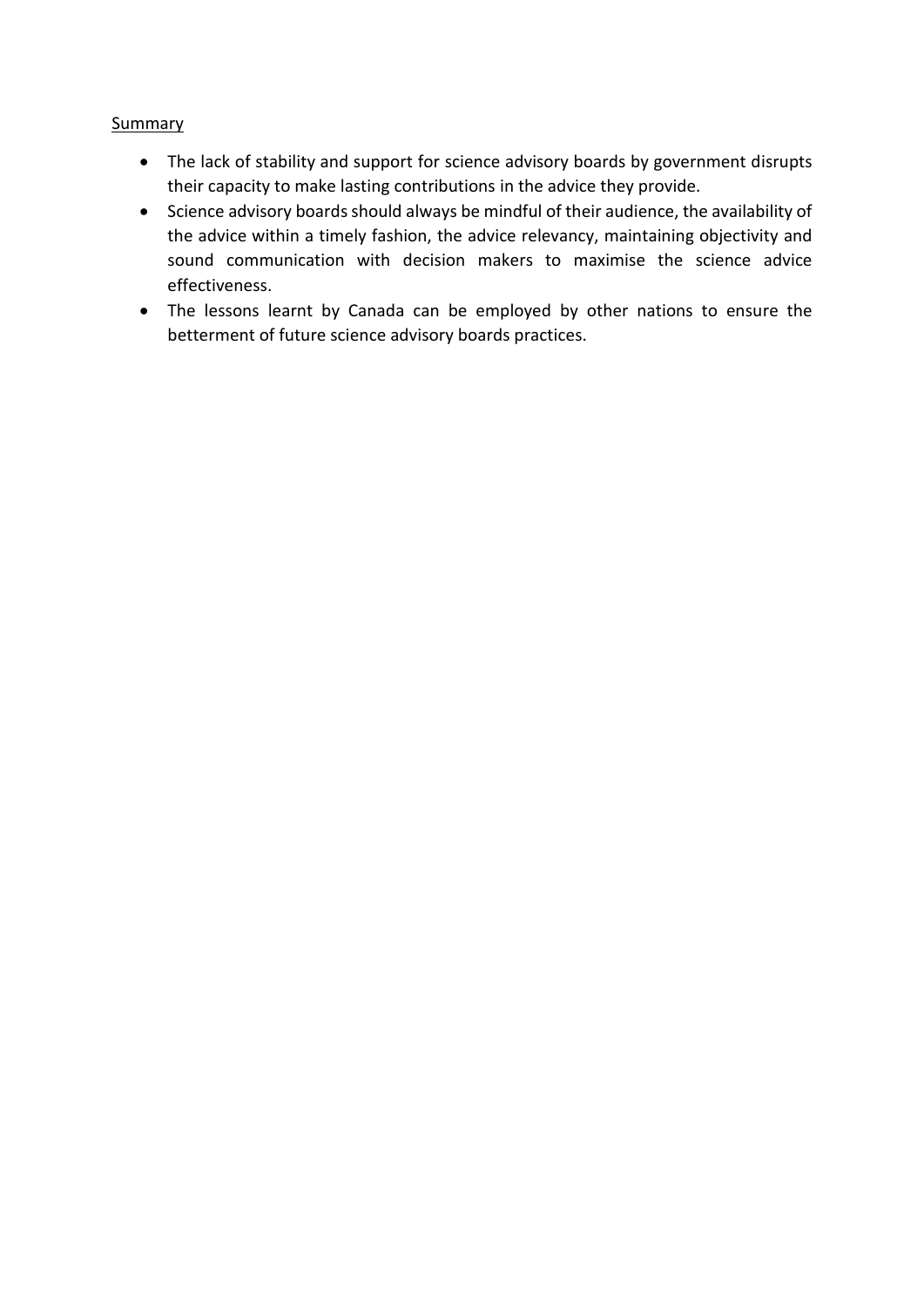Summary

- The lack of stability and support for science advisory boards by government disrupts their capacity to make lasting contributions in the advice they provide.
- Science advisory boards should always be mindful of their audience, the availability of the advice within a timely fashion, the advice relevancy, maintaining objectivity and sound communication with decision makers to maximise the science advice effectiveness.
- The lessons learnt by Canada can be employed by other nations to ensure the betterment of future science advisory boards practices.